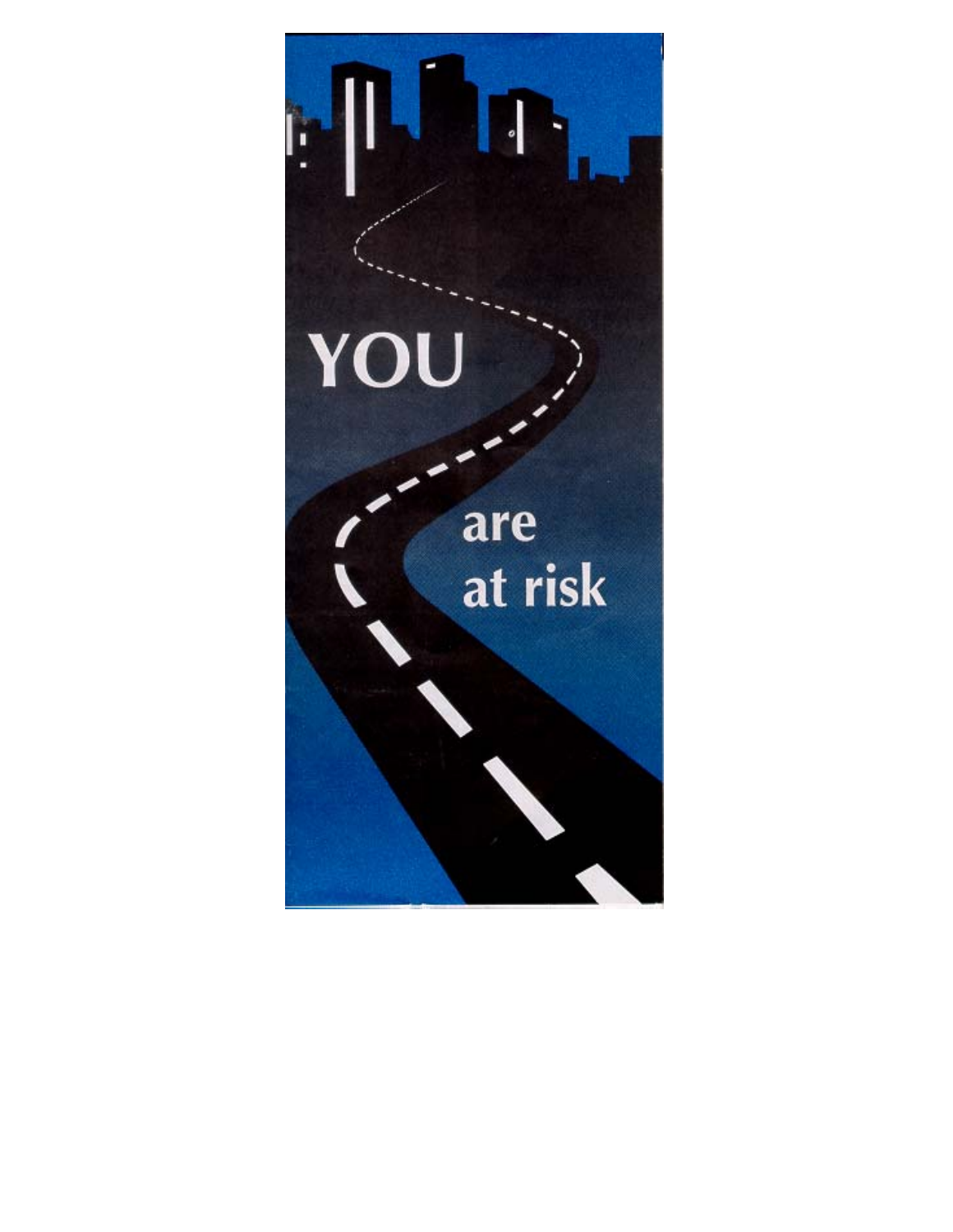# YOU

are at risk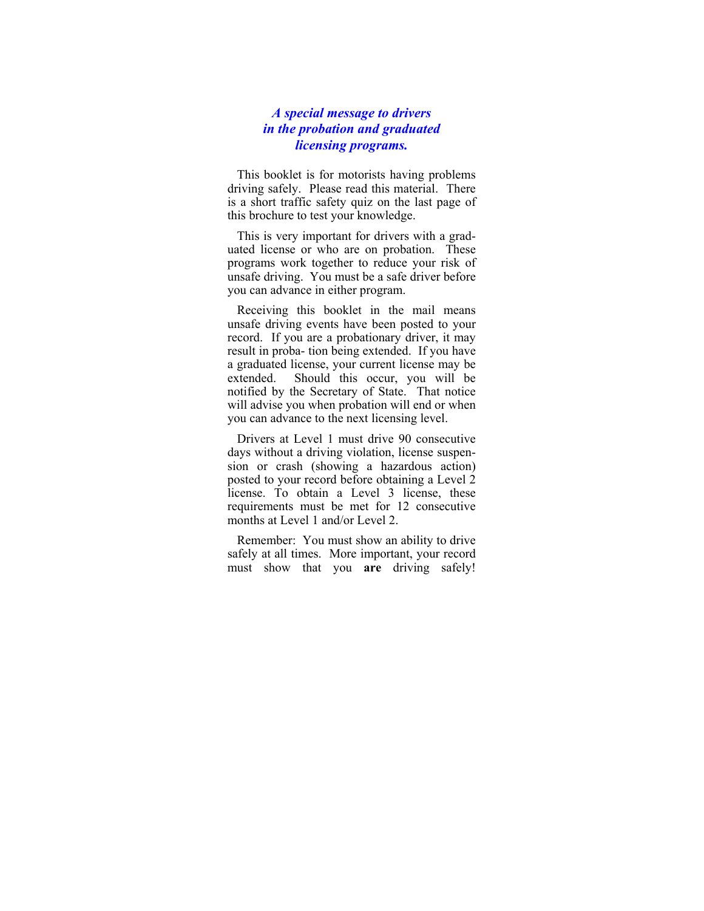### *A special message to drivers in the probation and graduated licensing programs.*

This booklet is for motorists having problems driving safely. Please read this material. There is a short traffic safety quiz on the last page of this brochure to test your knowledge.

This is very important for drivers with a graduated license or who are on probation. These programs work together to reduce your risk of unsafe driving. You must be a safe driver before you can advance in either program.

Receiving this booklet in the mail means unsafe driving events have been posted to your record. If you are a probationary driver, it may result in proba- tion being extended. If you have a graduated license, your current license may be extended. Should this occur, you will be notified by the Secretary of State. That notice will advise you when probation will end or when you can advance to the next licensing level.

Drivers at Level 1 must drive 90 consecutive days without a driving violation, license suspension or crash (showing a hazardous action) posted to your record before obtaining a Level 2 license. To obtain a Level 3 license, these requirements must be met for 12 consecutive months at Level 1 and/or Level 2.

Remember: You must show an ability to drive safely at all times. More important, your record must show that you **are** driving safely!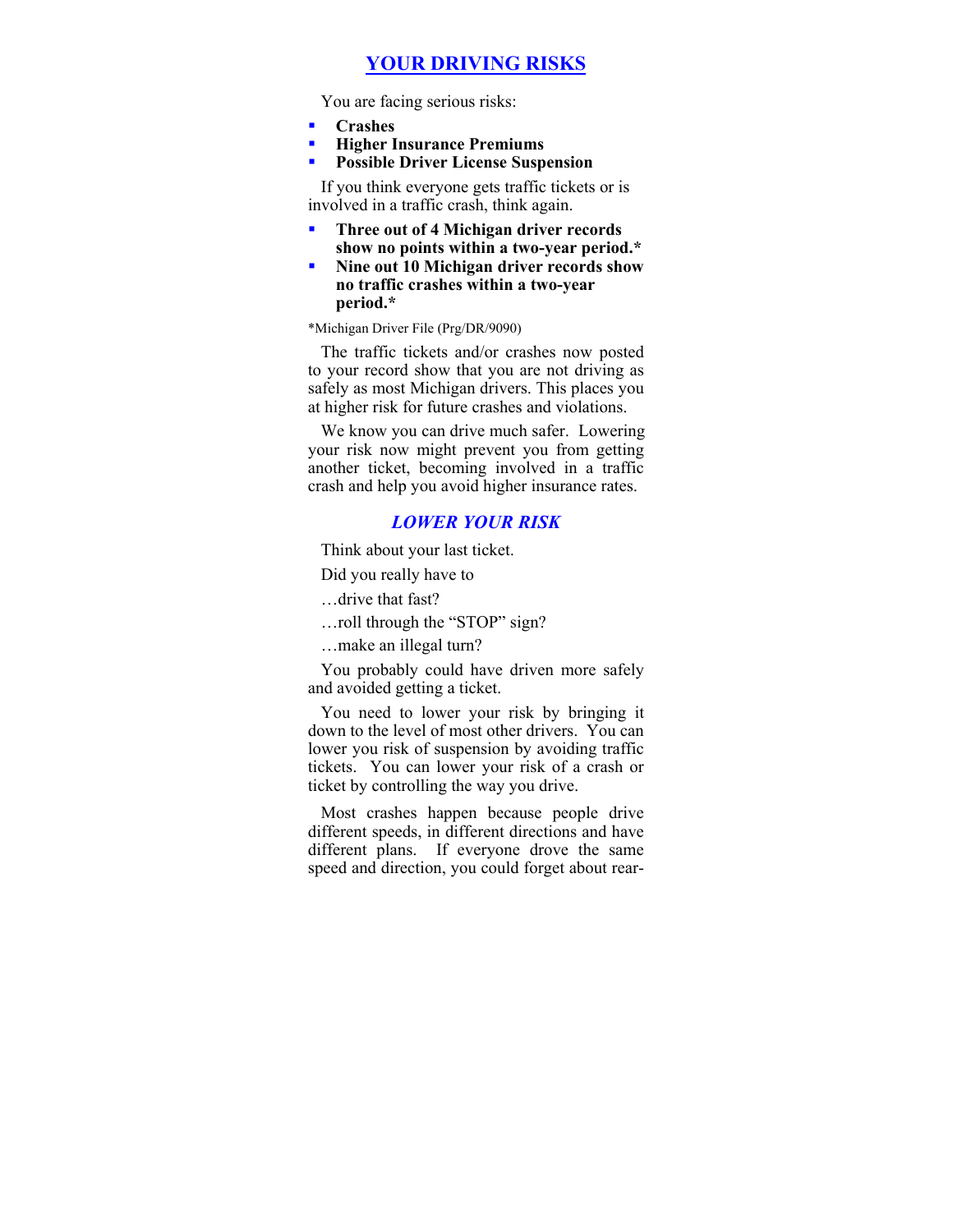## YOUR DRIVING RISKS

You are facing serious risks:

- **Crashes**
- **Higher Insurance Premiums**
- **Possible Driver License Suspension**

If you think everyone gets traffic tickets or is involved in a traffic crash, think again.

- **Three out of 4 Michigan driver records show no points within a two-year period.***
- **Nine out 10 Michigan driver records show no traffic crashes within a two-year period.***

*Michigan Driver File (Prg/DR/9090)

The traffic tickets and/or crashes now posted to your record show that you are not driving as safely as most Michigan drivers. This places you at higher risk for future crashes and violations.

We know you can drive much safer. Lowering your risk now might prevent you from getting another ticket, becoming involved in a traffic crash and help you avoid higher insurance rates.

### *LOWER YOUR RISK*

Think about your last ticket.

Did you really have to

…drive that fast?

…roll through the "STOP" sign?

…make an illegal turn?

You probably could have driven more safely and avoided getting a ticket.

You need to lower your risk by bringing it down to the level of most other drivers. You can lower you risk of suspension by avoiding traffic tickets. You can lower your risk of a crash or ticket by controlling the way you drive.

Most crashes happen because people drive different speeds, in different directions and have different plans. If everyone drove the same speed and direction, you could forget about rear-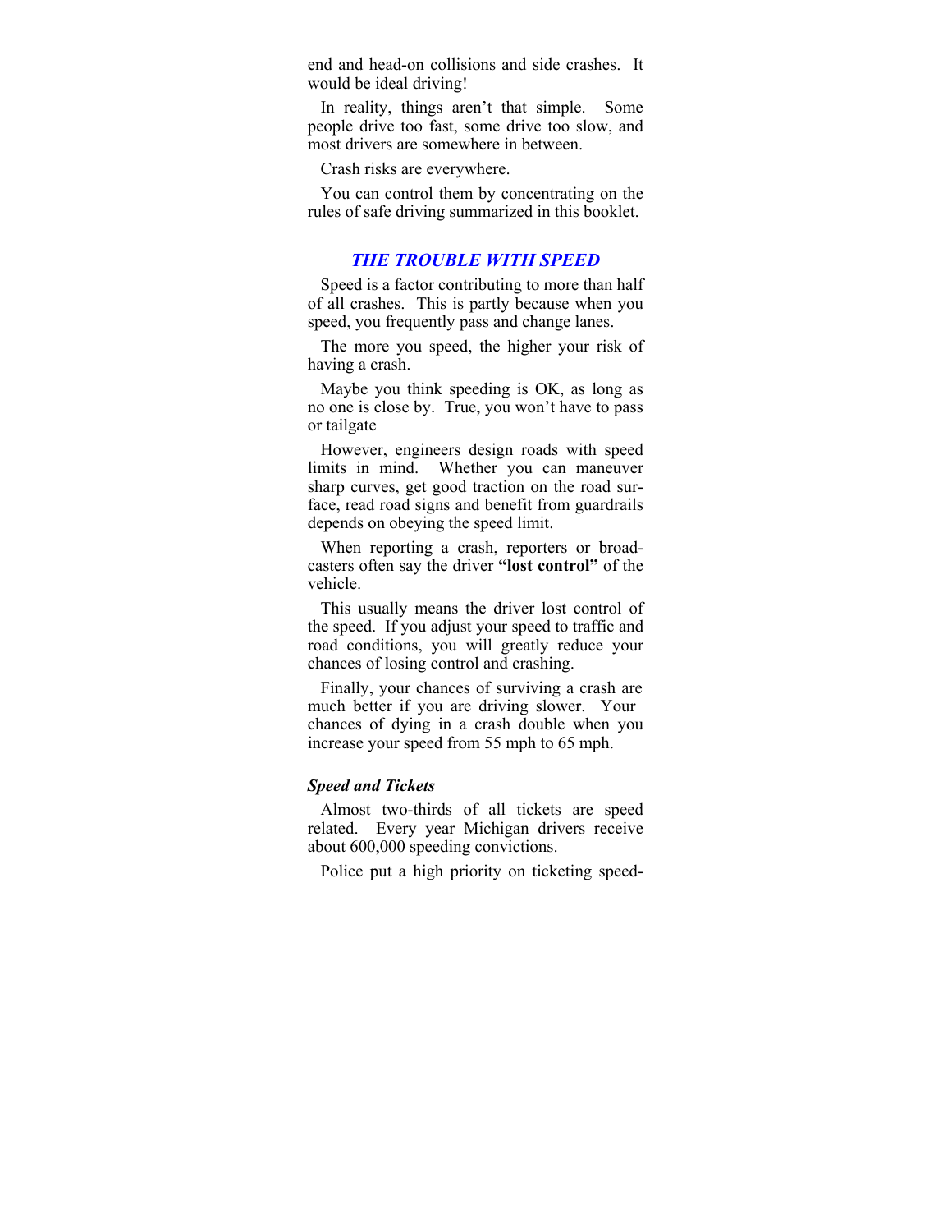end and head-on collisions and side crashes. It would be ideal driving!

In reality, things aren't that simple. Some people drive too fast, some drive too slow, and most drivers are somewhere in between.

Crash risks are everywhere.

You can control them by concentrating on the rules of safe driving summarized in this booklet.

## *THE TROUBLE WITH SPEED*

Speed is a factor contributing to more than half of all crashes. This is partly because when you speed, you frequently pass and change lanes.

The more you speed, the higher your risk of having a crash.

Maybe you think speeding is OK, as long as no one is close by. True, you won't have to pass or tailgate

However, engineers design roads with speed limits in mind. Whether you can maneuver sharp curves, get good traction on the road surface, read road signs and benefit from guardrails depends on obeying the speed limit.

When reporting a crash, reporters or broadcasters often say the driver **"lost control"** of the vehicle.

This usually means the driver lost control of the speed. If you adjust your speed to traffic and road conditions, you will greatly reduce your chances of losing control and crashing.

Finally, your chances of surviving a crash are much better if you are driving slower. Your chances of dying in a crash double when you increase your speed from 55 mph to 65 mph.

### *Speed and Tickets*

Almost two-thirds of all tickets are speed related. Every year Michigan drivers receive about 600,000 speeding convictions.

Police put a high priority on ticketing speed-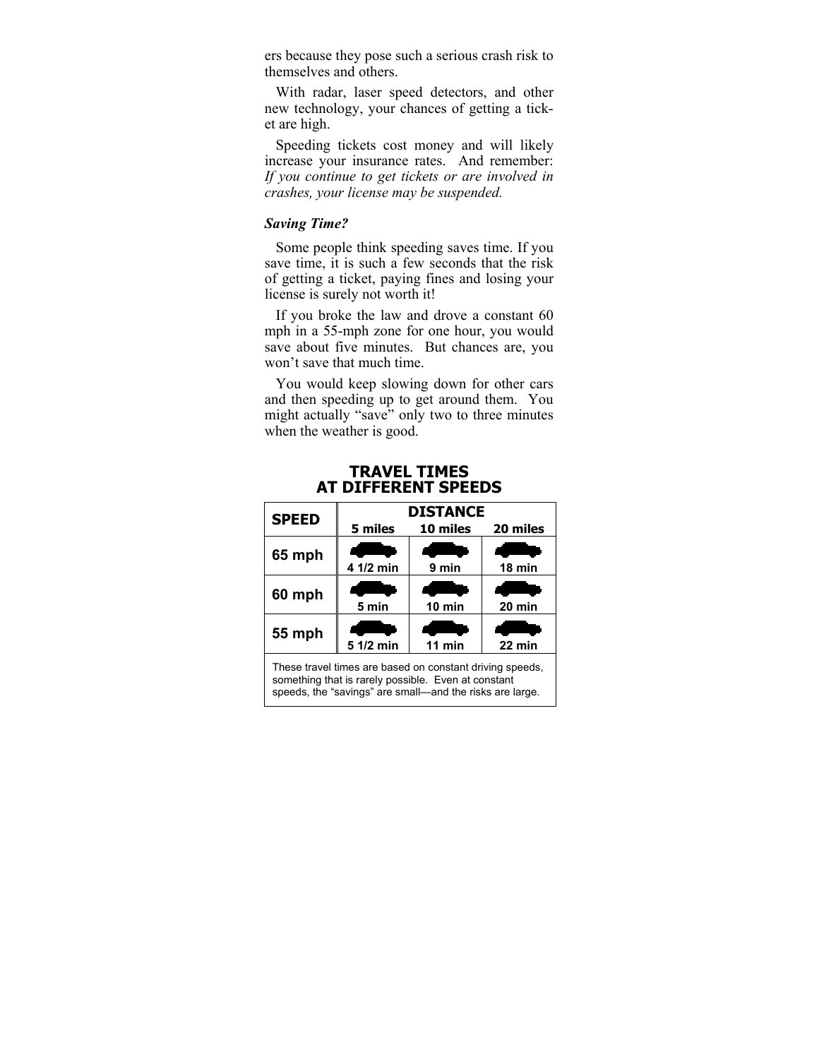ers because they pose such a serious crash risk to themselves and others.

With radar, laser speed detectors, and other new technology, your chances of getting a ticket are high.

Speeding tickets cost money and will likely increase your insurance rates. And remember: *If you continue to get tickets or are involved in crashes, your license may be suspended.*

***Saving Time?***

Some people think speeding saves time. If you save time, it is such a few seconds that the risk of getting a ticket, paying fines and losing your license is surely not worth it!

If you broke the law and drove a constant 60 mph in a 55-mph zone for one hour, you would save about five minutes. But chances are, you won't save that much time.

You would keep slowing down for other cars and then speeding up to get around them. You might actually "save" only two to three minutes when the weather is good.

## TRAVEL TIMES AT DIFFERENT SPEEDS

| SPEED | DISTANCE | | |
|---|---|---|---|
| | 5 miles | 10 miles | 20 miles |
| 65 mph | 4 1/2 min | 9 min | 18 min |
| 60 mph | 5 min | 10 min | 20 min |
| 55 mph | 5 1/2 min | 11 min | 22 min |

These travel times are based on constant driving speeds, something that is rarely possible. Even at constant speeds, the "savings" are small—and the risks are large.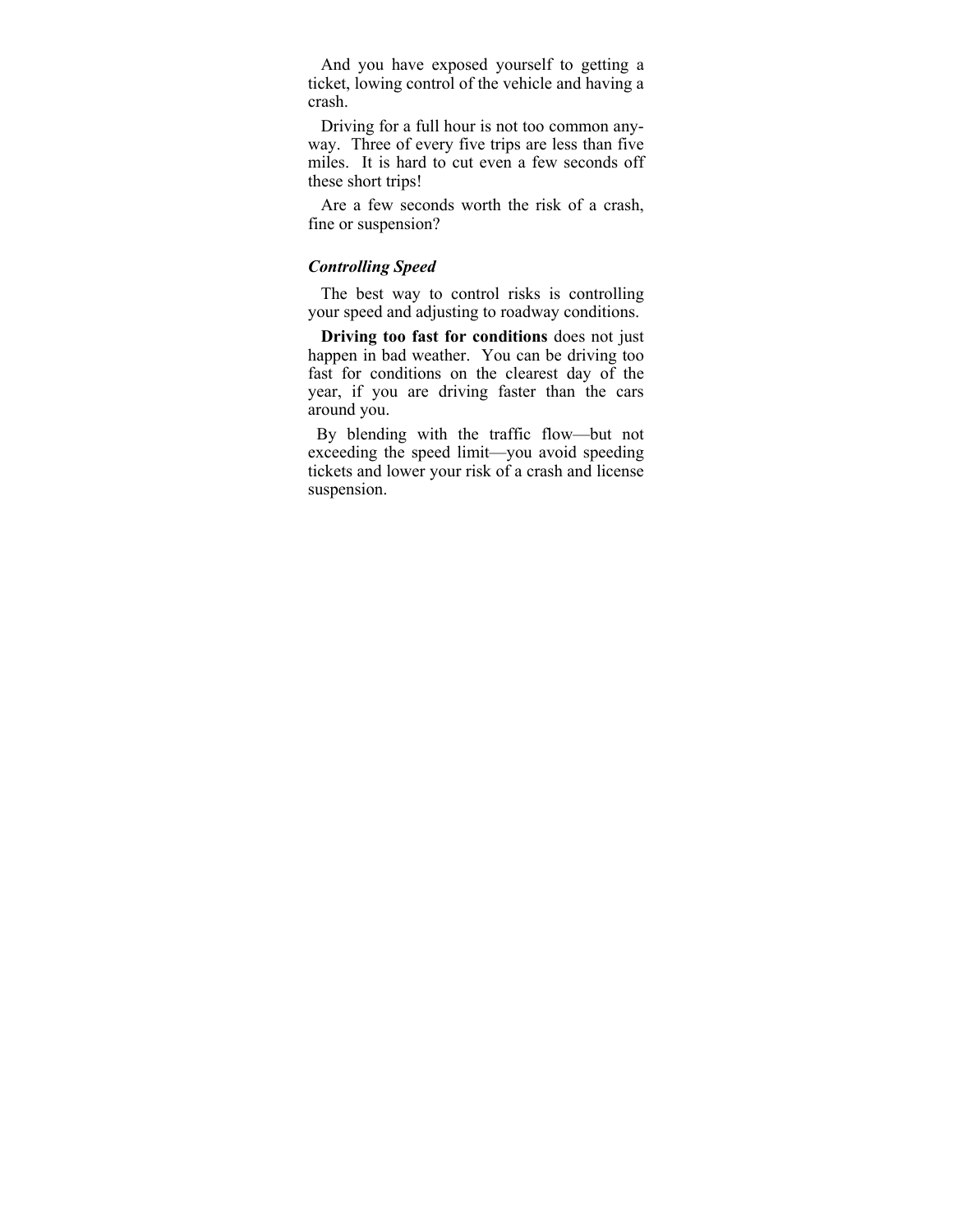And you have exposed yourself to getting a ticket, lowing control of the vehicle and having a crash.

Driving for a full hour is not too common anyway. Three of every five trips are less than five miles. It is hard to cut even a few seconds off these short trips!

Are a few seconds worth the risk of a crash, fine or suspension?

### *Controlling Speed*

The best way to control risks is controlling your speed and adjusting to roadway conditions.

**Driving too fast for conditions** does not just happen in bad weather. You can be driving too fast for conditions on the clearest day of the year, if you are driving faster than the cars around you.

By blending with the traffic flow—but not exceeding the speed limit—you avoid speeding tickets and lower your risk of a crash and license suspension.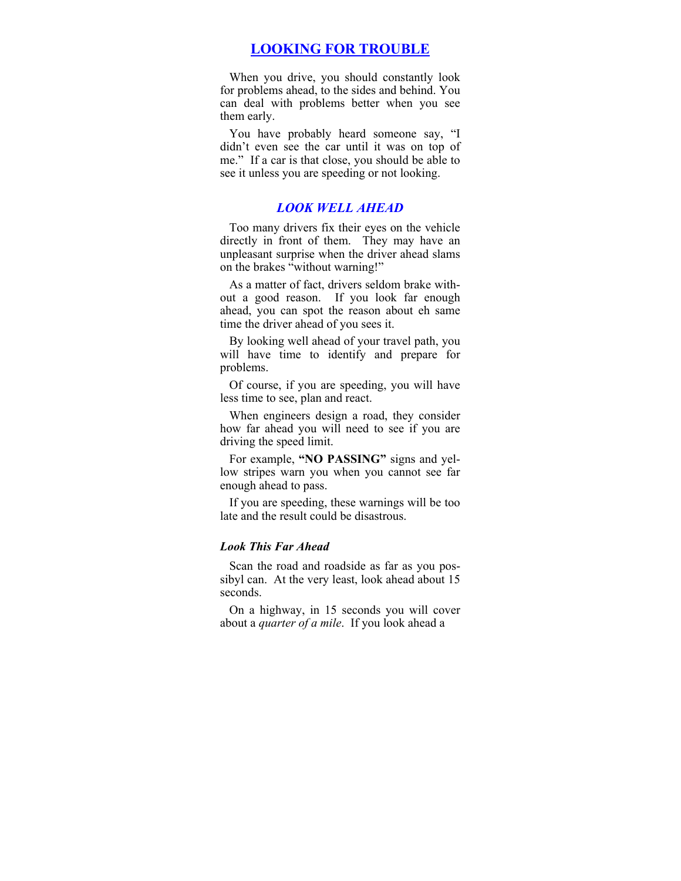# LOOKING FOR TROUBLE

When you drive, you should constantly look for problems ahead, to the sides and behind. You can deal with problems better when you see them early.

You have probably heard someone say, "I didn't even see the car until it was on top of me." If a car is that close, you should be able to see it unless you are speeding or not looking.

## *LOOK WELL AHEAD*

Too many drivers fix their eyes on the vehicle directly in front of them. They may have an unpleasant surprise when the driver ahead slams on the brakes "without warning!"

As a matter of fact, drivers seldom brake without a good reason. If you look far enough ahead, you can spot the reason about eh same time the driver ahead of you sees it.

By looking well ahead of your travel path, you will have time to identify and prepare for problems.

Of course, if you are speeding, you will have less time to see, plan and react.

When engineers design a road, they consider how far ahead you will need to see if you are driving the speed limit.

For example, **"NO PASSING"** signs and yellow stripes warn you when you cannot see far enough ahead to pass.

If you are speeding, these warnings will be too late and the result could be disastrous.

### *Look This Far Ahead*

Scan the road and roadside as far as you possibyl can. At the very least, look ahead about 15 seconds.

On a highway, in 15 seconds you will cover about a *quarter of a mile*. If you look ahead a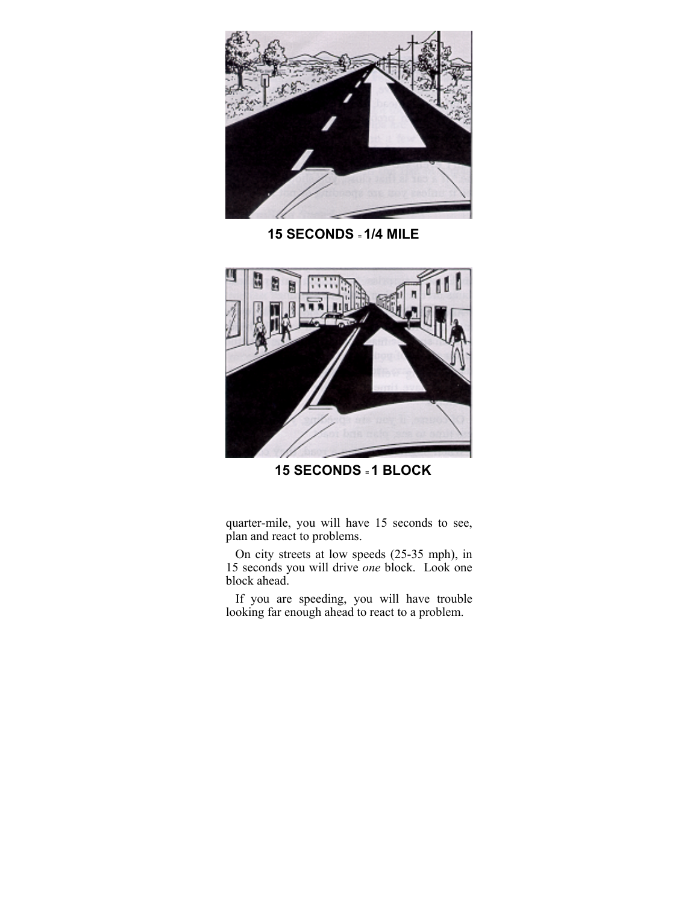**15 SECONDS = 1/4 MILE**

**15 SECONDS = 1 BLOCK**

quarter-mile, you will have 15 seconds to see, plan and react to problems.

On city streets at low speeds (25-35 mph), in 15 seconds you will drive *one* block. Look one block ahead.

If you are speeding, you will have trouble looking far enough ahead to react to a problem.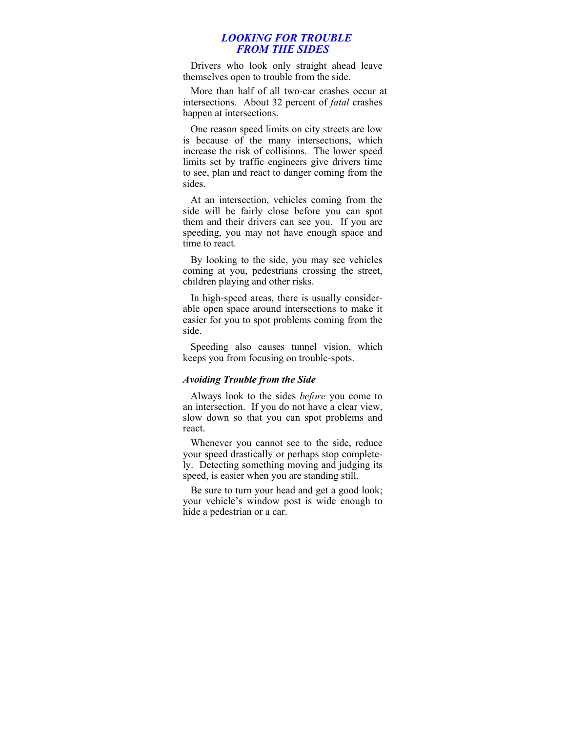## *LOOKING FOR TROUBLE FROM THE SIDES*

Drivers who look only straight ahead leave themselves open to trouble from the side.

More than half of all two-car crashes occur at intersections. About 32 percent of *fatal* crashes happen at intersections.

One reason speed limits on city streets are low is because of the many intersections, which increase the risk of collisions. The lower speed limits set by traffic engineers give drivers time to see, plan and react to danger coming from the sides.

At an intersection, vehicles coming from the side will be fairly close before you can spot them and their drivers can see you. If you are speeding, you may not have enough space and time to react.

By looking to the side, you may see vehicles coming at you, pedestrians crossing the street, children playing and other risks.

In high-speed areas, there is usually considerable open space around intersections to make it easier for you to spot problems coming from the side.

Speeding also causes tunnel vision, which keeps you from focusing on trouble-spots.

### *Avoiding Trouble from the Side*

Always look to the sides *before* you come to an intersection. If you do not have a clear view, slow down so that you can spot problems and react.

Whenever you cannot see to the side, reduce your speed drastically or perhaps stop completely. Detecting something moving and judging its speed, is easier when you are standing still.

Be sure to turn your head and get a good look; your vehicle's window post is wide enough to hide a pedestrian or a car.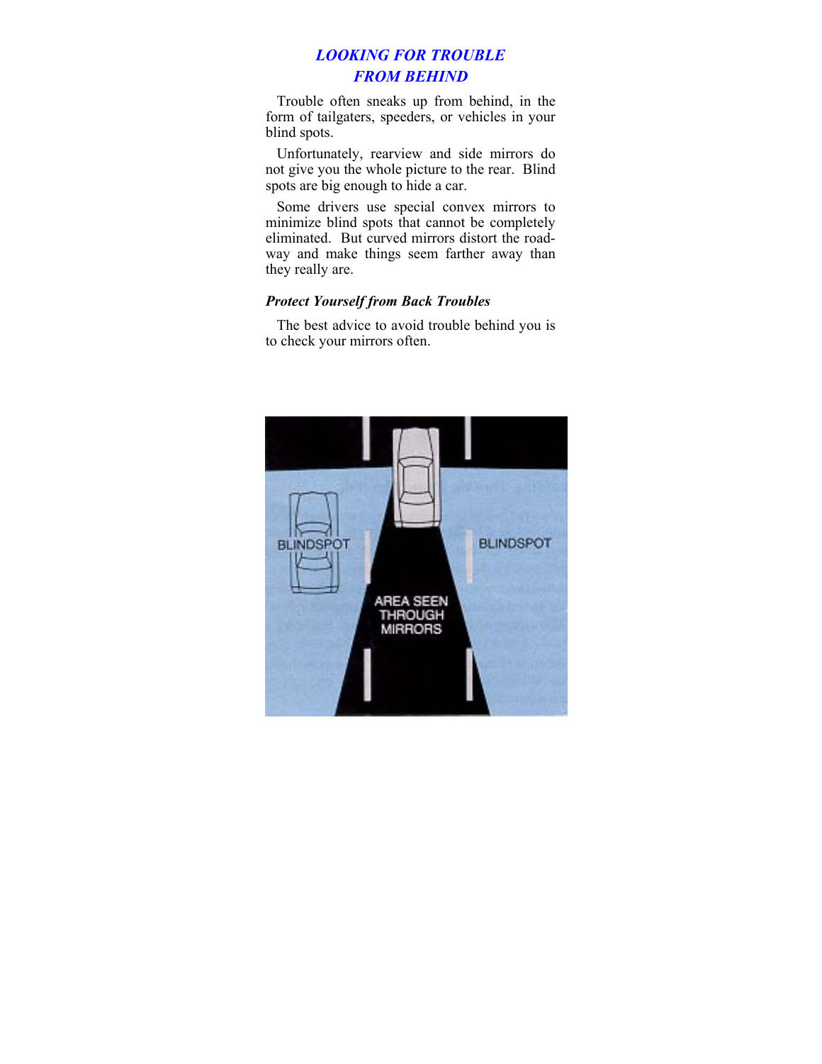## LOOKING FOR TROUBLE FROM BEHIND

Trouble often sneaks up from behind, in the form of tailgaters, speeders, or vehicles in your blind spots.

Unfortunately, rearview and side mirrors do not give you the whole picture to the rear. Blind spots are big enough to hide a car.

Some drivers use special convex mirrors to minimize blind spots that cannot be completely eliminated. But curved mirrors distort the roadway and make things seem farther away than they really are.

### *Protect Yourself from Back Troubles*

The best advice to avoid trouble behind you is to check your mirrors often.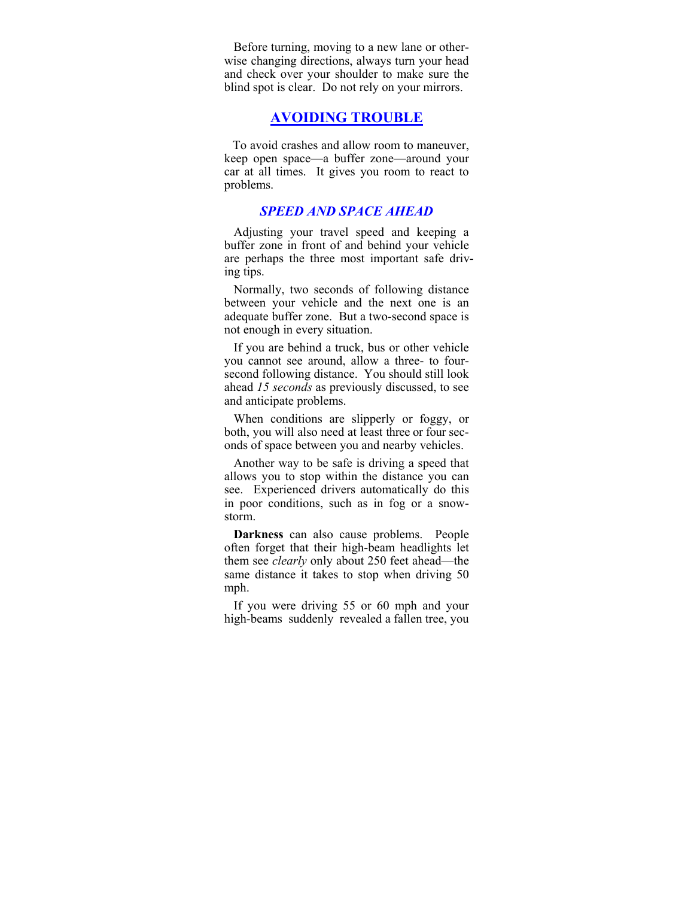Before turning, moving to a new lane or otherwise changing directions, always turn your head and check over your shoulder to make sure the blind spot is clear. Do not rely on your mirrors.

## AVOIDING TROUBLE

To avoid crashes and allow room to maneuver, keep open space—a buffer zone—around your car at all times. It gives you room to react to problems.

### *SPEED AND SPACE AHEAD*

Adjusting your travel speed and keeping a buffer zone in front of and behind your vehicle are perhaps the three most important safe driving tips.

Normally, two seconds of following distance between your vehicle and the next one is an adequate buffer zone. But a two-second space is not enough in every situation.

If you are behind a truck, bus or other vehicle you cannot see around, allow a three- to four-second following distance. You should still look ahead *15 seconds* as previously discussed, to see and anticipate problems.

When conditions are slipperly or foggy, or both, you will also need at least three or four seconds of space between you and nearby vehicles.

Another way to be safe is driving a speed that allows you to stop within the distance you can see. Experienced drivers automatically do this in poor conditions, such as in fog or a snowstorm.

**Darkness** can also cause problems. People often forget that their high-beam headlights let them see *clearly* only about 250 feet ahead—the same distance it takes to stop when driving 50 mph.

If you were driving 55 or 60 mph and your high-beams suddenly revealed a fallen tree, you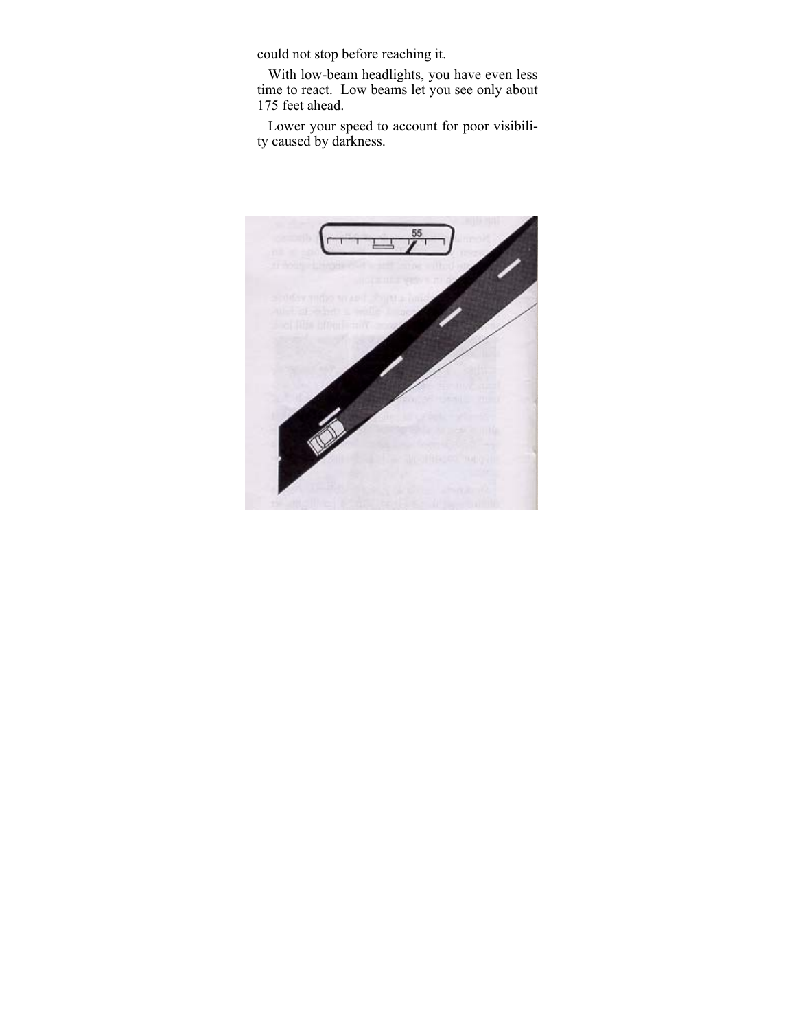could not stop before reaching it.

With low-beam headlights, you have even less time to react. Low beams let you see only about 175 feet ahead.

Lower your speed to account for poor visibility caused by darkness.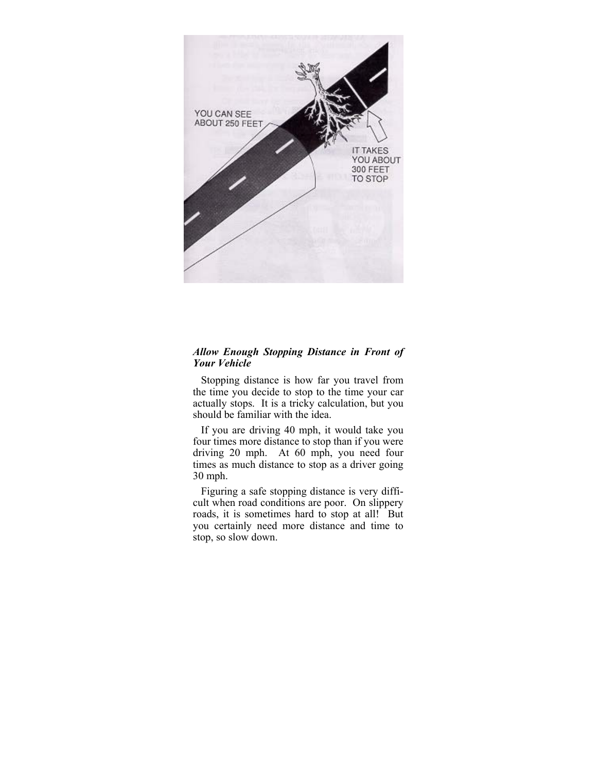*Allow Enough Stopping Distance in Front of Your Vehicle*

Stopping distance is how far you travel from the time you decide to stop to the time your car actually stops. It is a tricky calculation, but you should be familiar with the idea.

If you are driving 40 mph, it would take you four times more distance to stop than if you were driving 20 mph. At 60 mph, you need four times as much distance to stop as a driver going 30 mph.

Figuring a safe stopping distance is very difficult when road conditions are poor. On slippery roads, it is sometimes hard to stop at all! But you certainly need more distance and time to stop, so slow down.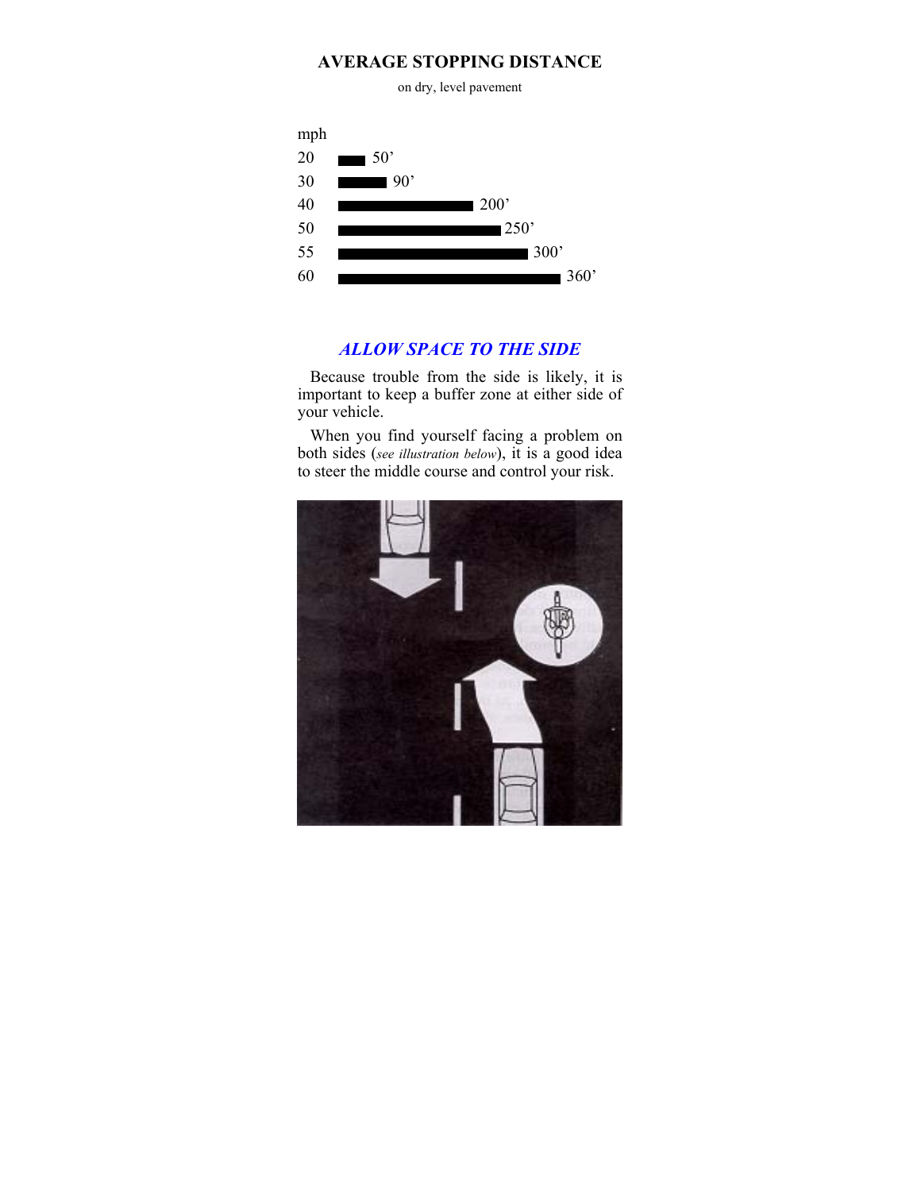## AVERAGE STOPPING DISTANCE

on dry, level pavement

| mph | Distance |
|---|---|
| 20 | 50’ |
| 30 | 90’ |
| 40 | 200’ |
| 50 | 250’ |
| 55 | 300’ |
| 60 | 360’ |

## *ALLOW SPACE TO THE SIDE*

Because trouble from the side is likely, it is important to keep a buffer zone at either side of your vehicle.

When you find yourself facing a problem on both sides (*see illustration below*), it is a good idea to steer the middle course and control your risk.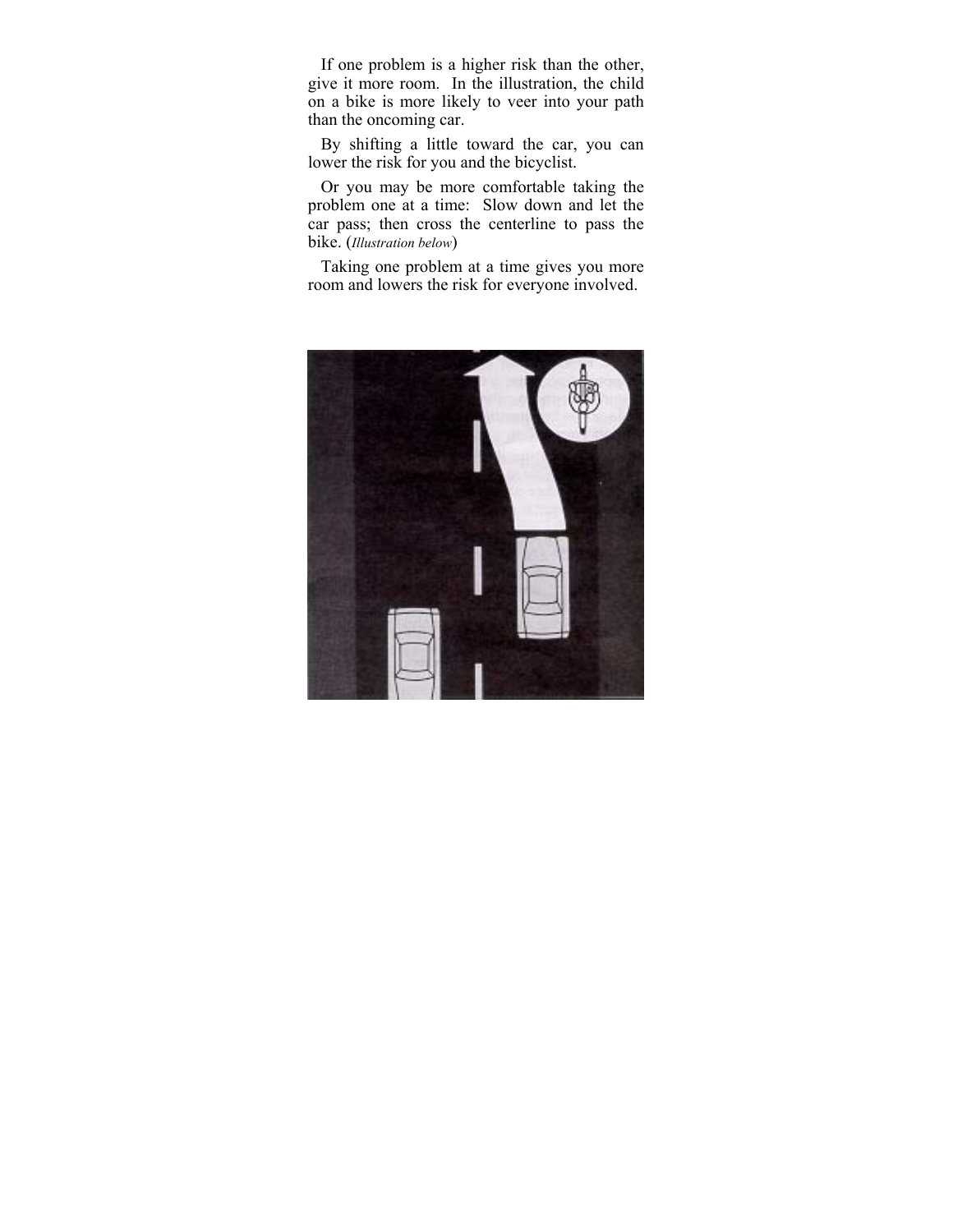If one problem is a higher risk than the other, give it more room. In the illustration, the child on a bike is more likely to veer into your path than the oncoming car.

By shifting a little toward the car, you can lower the risk for you and the bicyclist.

Or you may be more comfortable taking the problem one at a time: Slow down and let the car pass; then cross the centerline to pass the bike. (*Illustration below*)

Taking one problem at a time gives you more room and lowers the risk for everyone involved.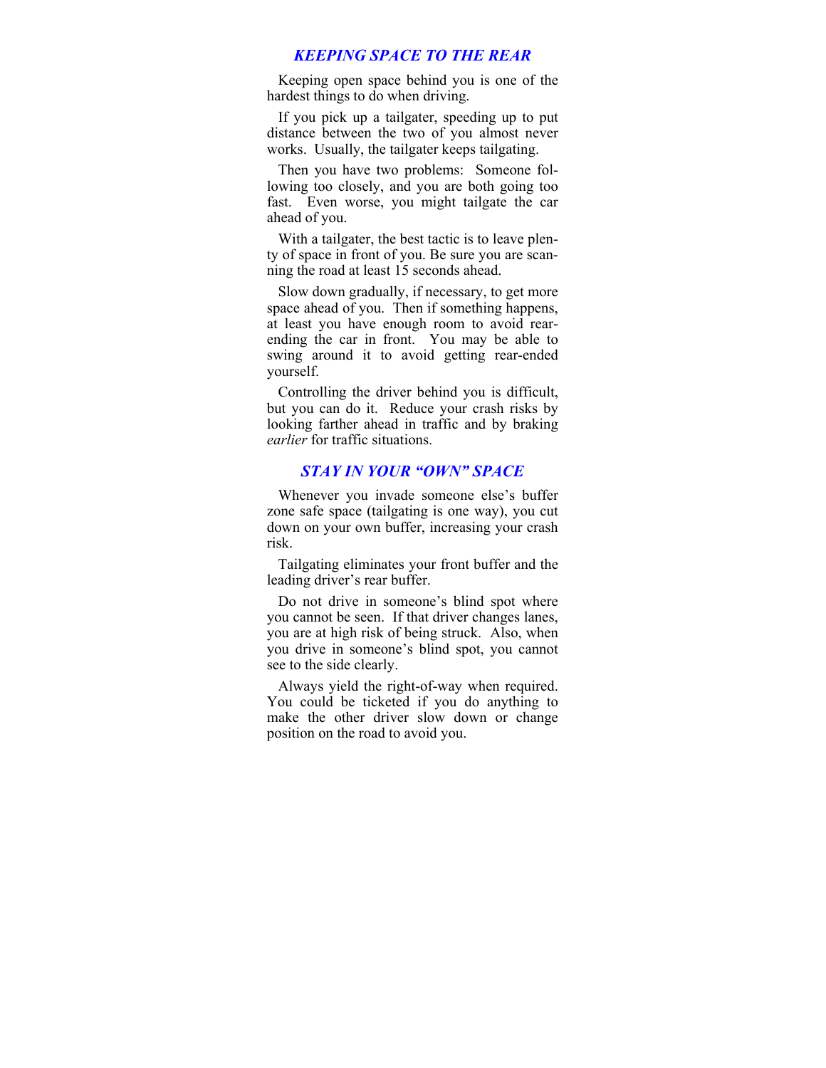## *KEEPING SPACE TO THE REAR*

Keeping open space behind you is one of the hardest things to do when driving.

If you pick up a tailgater, speeding up to put distance between the two of you almost never works. Usually, the tailgater keeps tailgating.

Then you have two problems: Someone following too closely, and you are both going too fast. Even worse, you might tailgate the car ahead of you.

With a tailgater, the best tactic is to leave plenty of space in front of you. Be sure you are scanning the road at least 15 seconds ahead.

Slow down gradually, if necessary, to get more space ahead of you. Then if something happens, at least you have enough room to avoid rear-ending the car in front. You may be able to swing around it to avoid getting rear-ended yourself.

Controlling the driver behind you is difficult, but you can do it. Reduce your crash risks by looking farther ahead in traffic and by braking *earlier* for traffic situations.

## *STAY IN YOUR "OWN" SPACE*

Whenever you invade someone else's buffer zone safe space (tailgating is one way), you cut down on your own buffer, increasing your crash risk.

Tailgating eliminates your front buffer and the leading driver's rear buffer.

Do not drive in someone's blind spot where you cannot be seen. If that driver changes lanes, you are at high risk of being struck. Also, when you drive in someone's blind spot, you cannot see to the side clearly.

Always yield the right-of-way when required. You could be ticketed if you do anything to make the other driver slow down or change position on the road to avoid you.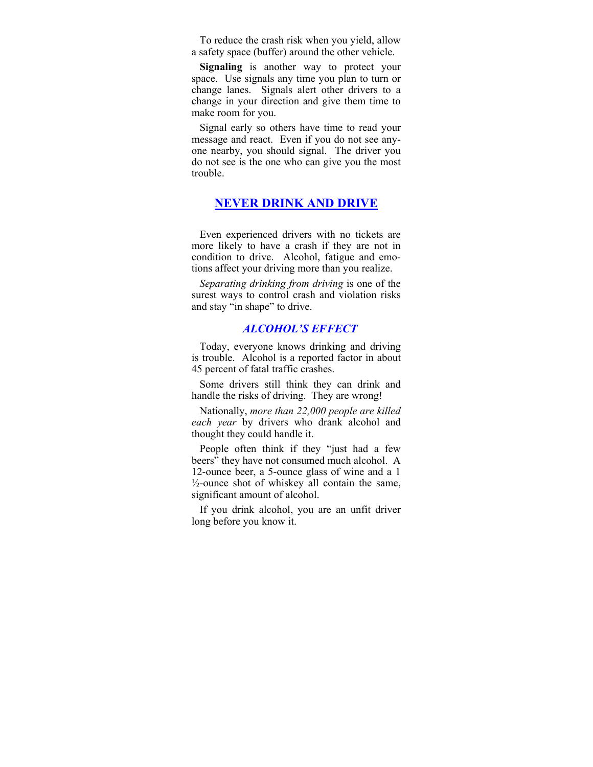To reduce the crash risk when you yield, allow a safety space (buffer) around the other vehicle.

**Signaling** is another way to protect your space. Use signals any time you plan to turn or change lanes. Signals alert other drivers to a change in your direction and give them time to make room for you.

Signal early so others have time to read your message and react. Even if you do not see anyone nearby, you should signal. The driver you do not see is the one who can give you the most trouble.

## NEVER DRINK AND DRIVE

Even experienced drivers with no tickets are more likely to have a crash if they are not in condition to drive. Alcohol, fatigue and emotions affect your driving more than you realize.

*Separating drinking from driving* is one of the surest ways to control crash and violation risks and stay "in shape" to drive.

### *ALCOHOL'S EFFECT*

Today, everyone knows drinking and driving is trouble. Alcohol is a reported factor in about 45 percent of fatal traffic crashes.

Some drivers still think they can drink and handle the risks of driving. They are wrong!

Nationally, *more than 22,000 people are killed each year* by drivers who drank alcohol and thought they could handle it.

People often think if they "just had a few beers" they have not consumed much alcohol. A 12-ounce beer, a 5-ounce glass of wine and a 1 ½-ounce shot of whiskey all contain the same, significant amount of alcohol.

If you drink alcohol, you are an unfit driver long before you know it.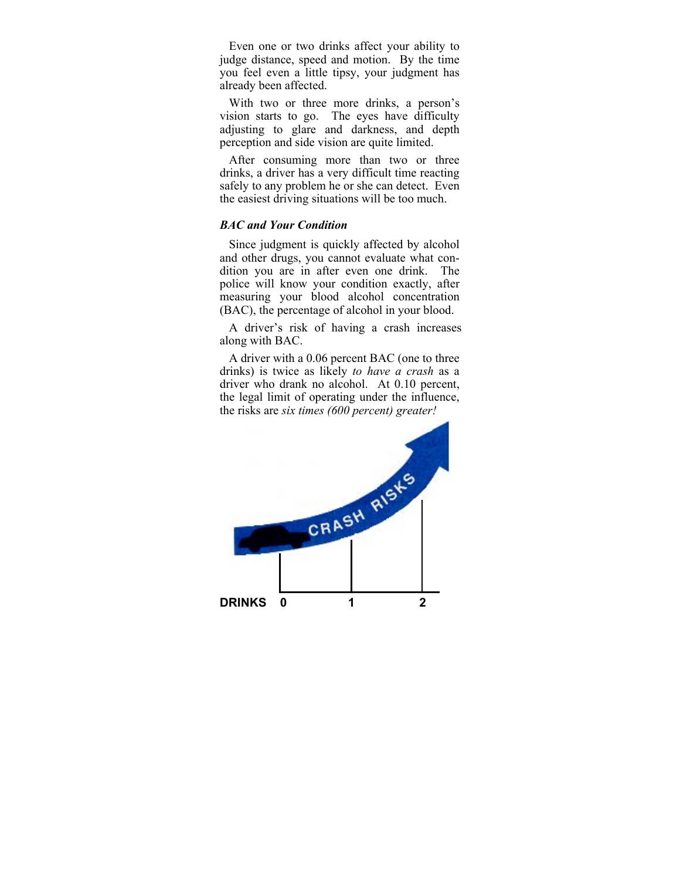Even one or two drinks affect your ability to judge distance, speed and motion. By the time you feel even a little tipsy, your judgment has already been affected.

With two or three more drinks, a person's vision starts to go. The eyes have difficulty adjusting to glare and darkness, and depth perception and side vision are quite limited.

After consuming more than two or three drinks, a driver has a very difficult time reacting safely to any problem he or she can detect. Even the easiest driving situations will be too much.

### *BAC and Your Condition*

Since judgment is quickly affected by alcohol and other drugs, you cannot evaluate what condition you are in after even one drink. The police will know your condition exactly, after measuring your blood alcohol concentration (BAC), the percentage of alcohol in your blood.

A driver's risk of having a crash increases along with BAC.

A driver with a 0.06 percent BAC (one to three drinks) is twice as likely *to have a crash* as a driver who drank no alcohol. At 0.10 percent, the legal limit of operating under the influence, the risks are *six times (600 percent) greater!*

CRASH RISKS

DRINKS 0 1 2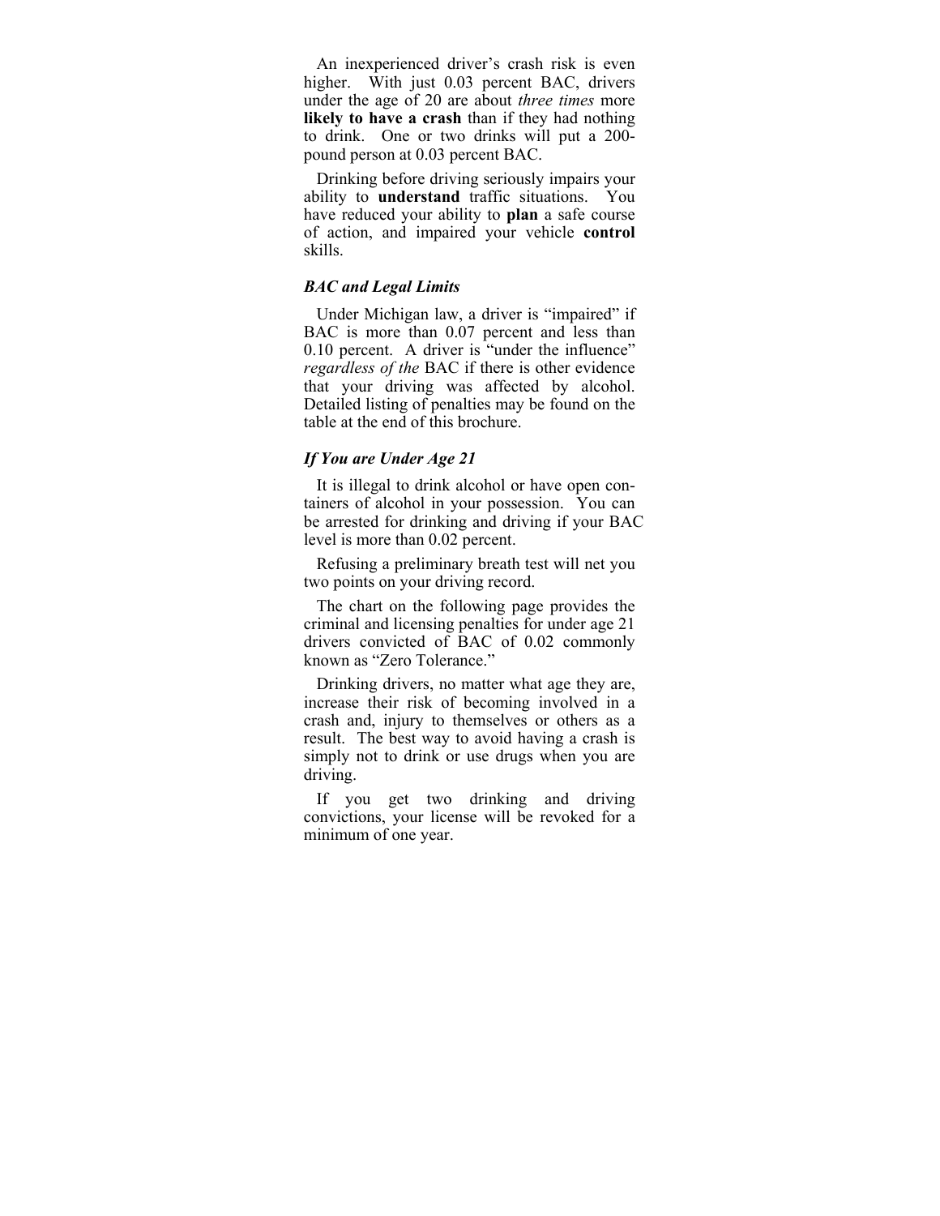An inexperienced driver's crash risk is even higher. With just 0.03 percent BAC, drivers under the age of 20 are about *three times* more **likely to have a crash** than if they had nothing to drink. One or two drinks will put a 200-pound person at 0.03 percent BAC.

Drinking before driving seriously impairs your ability to **understand** traffic situations. You have reduced your ability to **plan** a safe course of action, and impaired your vehicle **control** skills.

### *BAC and Legal Limits*

Under Michigan law, a driver is "impaired" if BAC is more than 0.07 percent and less than 0.10 percent. A driver is "under the influence" *regardless of the* BAC if there is other evidence that your driving was affected by alcohol. Detailed listing of penalties may be found on the table at the end of this brochure.

### *If You are Under Age 21*

It is illegal to drink alcohol or have open containers of alcohol in your possession. You can be arrested for drinking and driving if your BAC level is more than 0.02 percent.

Refusing a preliminary breath test will net you two points on your driving record.

The chart on the following page provides the criminal and licensing penalties for under age 21 drivers convicted of BAC of 0.02 commonly known as "Zero Tolerance."

Drinking drivers, no matter what age they are, increase their risk of becoming involved in a crash and, injury to themselves or others as a result. The best way to avoid having a crash is simply not to drink or use drugs when you are driving.

If you get two drinking and driving convictions, your license will be revoked for a minimum of one year.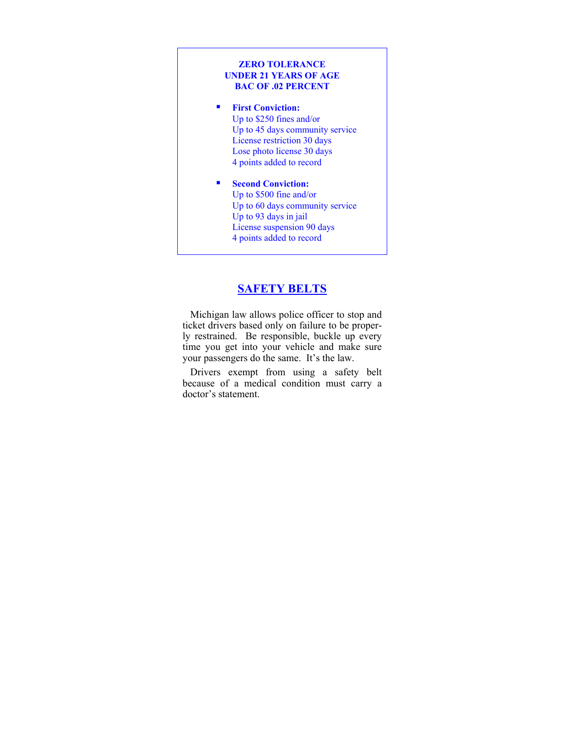**ZERO TOLERANCE**
**UNDER 21 YEARS OF AGE**
**BAC OF .02 PERCENT**

- **First Conviction:**
  Up to $250 fines and/or
  Up to 45 days community service
  License restriction 30 days
  Lose photo license 30 days
  4 points added to record

- **Second Conviction:**
  Up to $500 fine and/or
  Up to 60 days community service
  Up to 93 days in jail
  License suspension 90 days
  4 points added to record

## SAFETY BELTS

Michigan law allows police officer to stop and ticket drivers based only on failure to be properly restrained. Be responsible, buckle up every time you get into your vehicle and make sure your passengers do the same. It's the law.

Drivers exempt from using a safety belt because of a medical condition must carry a doctor's statement.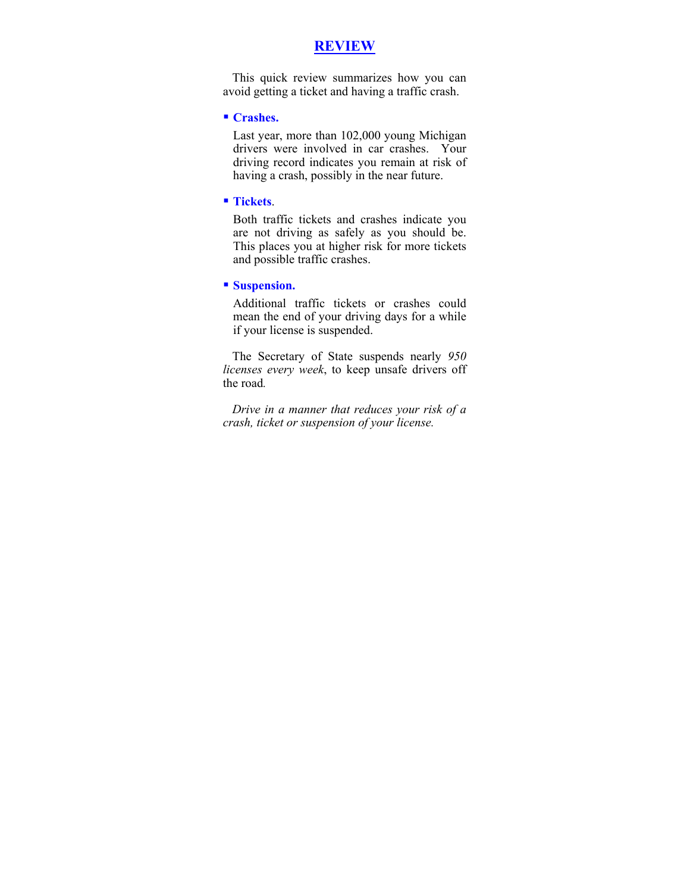# REVIEW

This quick review summarizes how you can avoid getting a ticket and having a traffic crash.

- **Crashes.**

  Last year, more than 102,000 young Michigan drivers were involved in car crashes. Your driving record indicates you remain at risk of having a crash, possibly in the near future.

- **Tickets**.

  Both traffic tickets and crashes indicate you are not driving as safely as you should be. This places you at higher risk for more tickets and possible traffic crashes.

- **Suspension.**

  Additional traffic tickets or crashes could mean the end of your driving days for a while if your license is suspended.

The Secretary of State suspends nearly *950 licenses every week*, to keep unsafe drivers off the road.

*Drive in a manner that reduces your risk of a crash, ticket or suspension of your license.*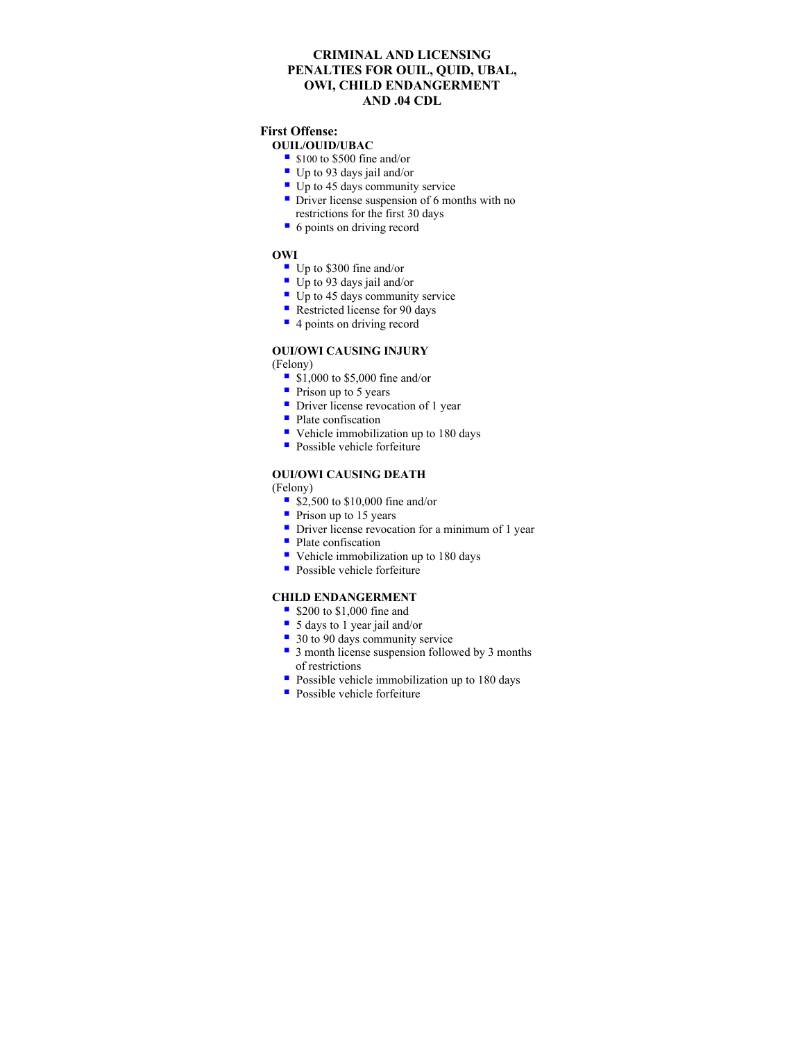# CRIMINAL AND LICENSING PENALTIES FOR OUIL, QUID, UBAL, OWI, CHILD ENDANGERMENT AND .04 CDL

## First Offense:

### OUIL/OUID/UBAC

- $100 to $500 fine and/or
- Up to 93 days jail and/or
- Up to 45 days community service
- Driver license suspension of 6 months with no restrictions for the first 30 days
- 6 points on driving record

### OWI

- Up to $300 fine and/or
- Up to 93 days jail and/or
- Up to 45 days community service
- Restricted license for 90 days
- 4 points on driving record

### OUI/OWI CAUSING INJURY

(Felony)

- $1,000 to $5,000 fine and/or
- Prison up to 5 years
- Driver license revocation of 1 year
- Plate confiscation
- Vehicle immobilization up to 180 days
- Possible vehicle forfeiture

### OUI/OWI CAUSING DEATH

(Felony)

- $2,500 to $10,000 fine and/or
- Prison up to 15 years
- Driver license revocation for a minimum of 1 year
- Plate confiscation
- Vehicle immobilization up to 180 days
- Possible vehicle forfeiture

### CHILD ENDANGERMENT

- $200 to $1,000 fine and
- 5 days to 1 year jail and/or
- 30 to 90 days community service
- 3 month license suspension followed by 3 months of restrictions
- Possible vehicle immobilization up to 180 days
- Possible vehicle forfeiture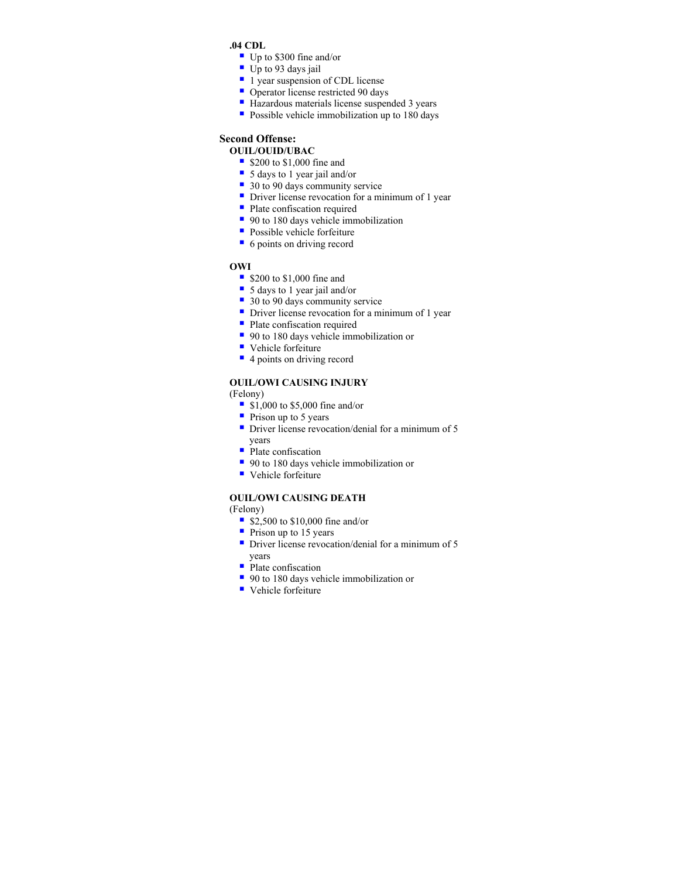**.04 CDL**

- Up to $300 fine and/or
- Up to 93 days jail
- 1 year suspension of CDL license
- Operator license restricted 90 days
- Hazardous materials license suspended 3 years
- Possible vehicle immobilization up to 180 days

### Second Offense:

**OUIL/OUID/UBAC**

- $200 to $1,000 fine and
- 5 days to 1 year jail and/or
- 30 to 90 days community service
- Driver license revocation for a minimum of 1 year
- Plate confiscation required
- 90 to 180 days vehicle immobilization
- Possible vehicle forfeiture
- 6 points on driving record

**OWI**

- $200 to $1,000 fine and
- 5 days to 1 year jail and/or
- 30 to 90 days community service
- Driver license revocation for a minimum of 1 year
- Plate confiscation required
- 90 to 180 days vehicle immobilization or
- Vehicle forfeiture
- 4 points on driving record

**OUIL/OWI CAUSING INJURY**

(Felony)

- $1,000 to $5,000 fine and/or
- Prison up to 5 years
- Driver license revocation/denial for a minimum of 5 years
- Plate confiscation
- 90 to 180 days vehicle immobilization or
- Vehicle forfeiture

**OUIL/OWI CAUSING DEATH**

(Felony)

- $2,500 to $10,000 fine and/or
- Prison up to 15 years
- Driver license revocation/denial for a minimum of 5 years
- Plate confiscation
- 90 to 180 days vehicle immobilization or
- Vehicle forfeiture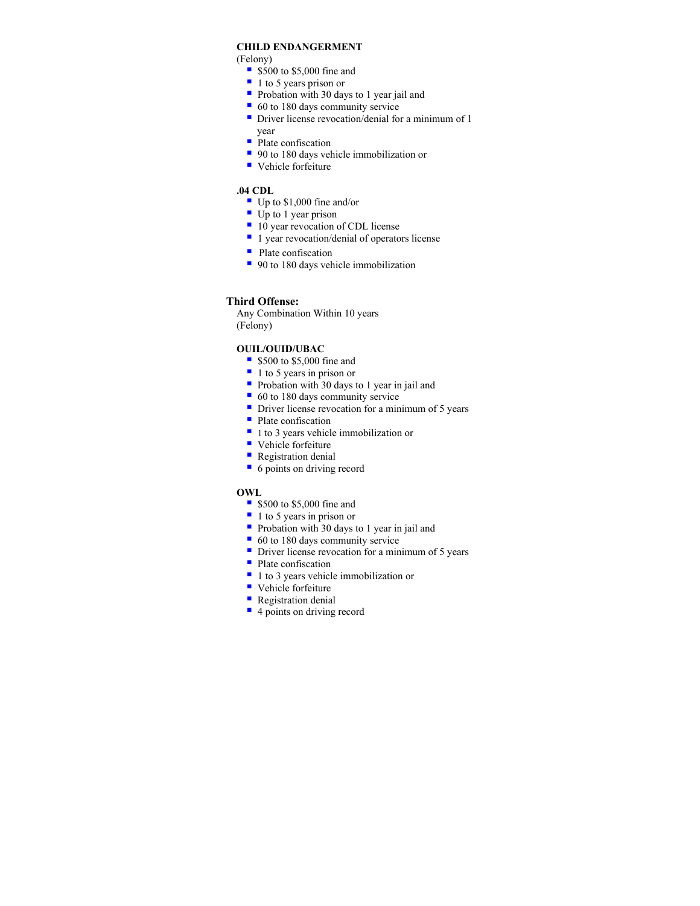**CHILD ENDANGERMENT**

(Felony)

- $500 to $5,000 fine and
- 1 to 5 years prison or
- Probation with 30 days to 1 year jail and
- 60 to 180 days community service
- Driver license revocation/denial for a minimum of 1 year
- Plate confiscation
- 90 to 180 days vehicle immobilization or
- Vehicle forfeiture

**.04 CDL**

- Up to $1,000 fine and/or
- Up to 1 year prison
- 10 year revocation of CDL license
- 1 year revocation/denial of operators license
- Plate confiscation
- 90 to 180 days vehicle immobilization

## Third Offense:

Any Combination Within 10 years
(Felony)

**OUIL/OUID/UBAC**

- $500 to $5,000 fine and
- 1 to 5 years in prison or
- Probation with 30 days to 1 year in jail and
- 60 to 180 days community service
- Driver license revocation for a minimum of 5 years
- Plate confiscation
- 1 to 3 years vehicle immobilization or
- Vehicle forfeiture
- Registration denial
- 6 points on driving record

**OWL**

- $500 to $5,000 fine and
- 1 to 5 years in prison or
- Probation with 30 days to 1 year in jail and
- 60 to 180 days community service
- Driver license revocation for a minimum of 5 years
- Plate confiscation
- 1 to 3 years vehicle immobilization or
- Vehicle forfeiture
- Registration denial
- 4 points on driving record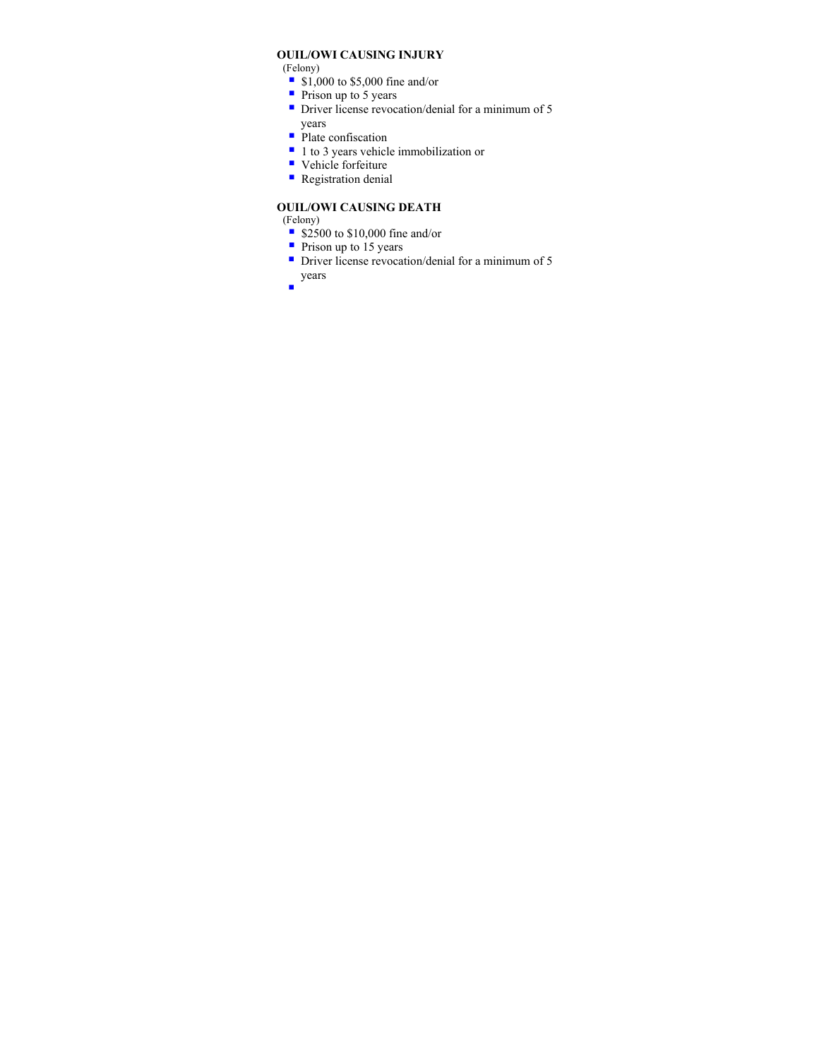**OUIL/OWI CAUSING INJURY**

(Felony)

- $1,000 to $5,000 fine and/or
- Prison up to 5 years
- Driver license revocation/denial for a minimum of 5 years
- Plate confiscation
- 1 to 3 years vehicle immobilization or
- Vehicle forfeiture
- Registration denial

**OUIL/OWI CAUSING DEATH**

(Felony)

- $2500 to $10,000 fine and/or
- Prison up to 15 years
- Driver license revocation/denial for a minimum of 5 years
-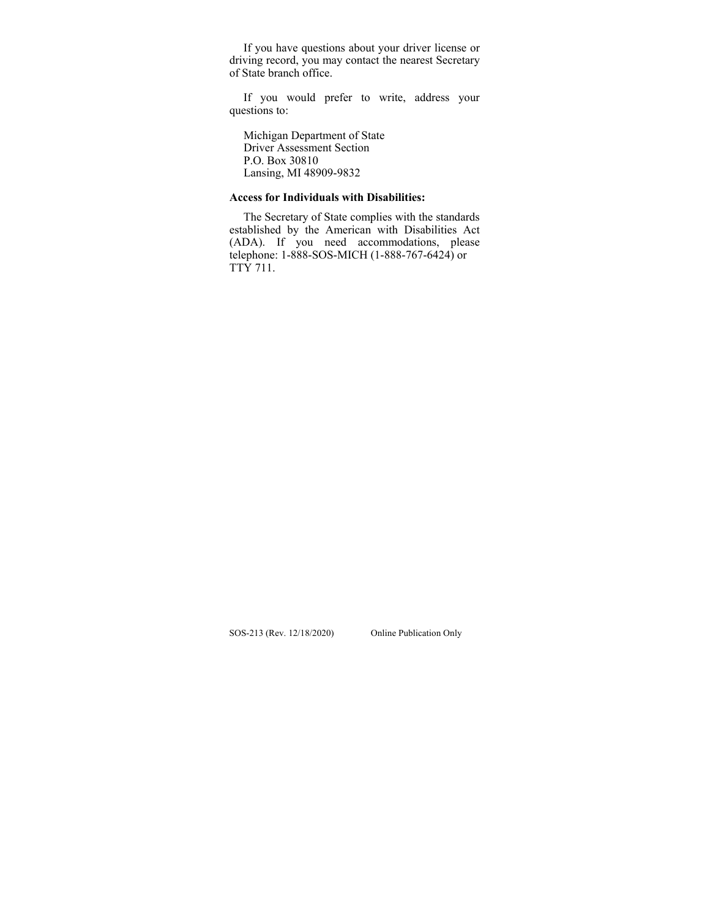If you have questions about your driver license or driving record, you may contact the nearest Secretary of State branch office.

If you would prefer to write, address your questions to:

Michigan Department of State  
Driver Assessment Section  
P.O. Box 30810  
Lansing, MI 48909-9832

**Access for Individuals with Disabilities:**

The Secretary of State complies with the standards established by the American with Disabilities Act (ADA). If you need accommodations, please telephone: 1-888-SOS-MICH (1-888-767-6424) or TTY 711.

SOS-213 (Rev. 12/18/2020) Online Publication Only